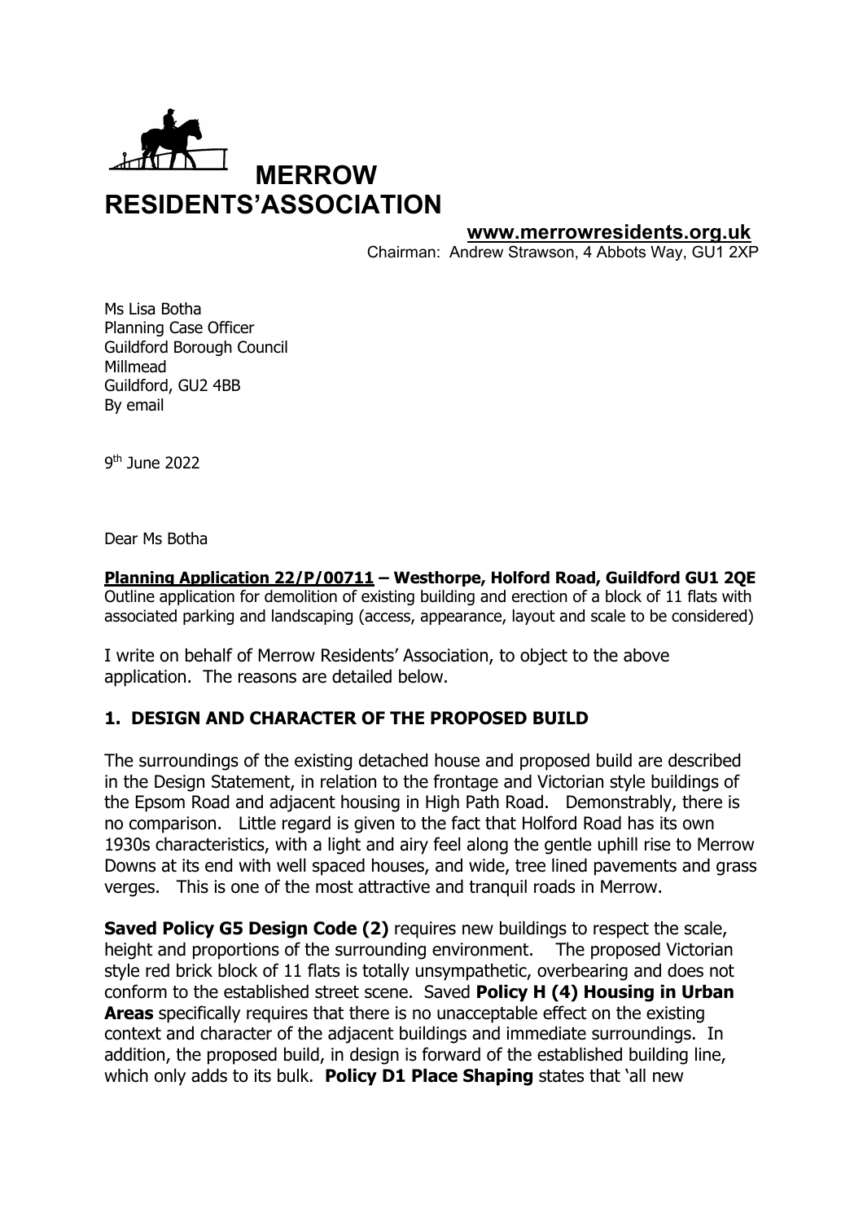# MERROW RESIDENTS'ASSOCIATION

**www.merrowresidents.org.uk**

Chairman: Andrew Strawson, 4 Abbots Way, GU1 2XP

Ms Lisa Botha
Planning Case Officer
Guildford Borough Council
Millmead
Guildford, GU2 4BB
By email

9th June 2022

Dear Ms Botha

**Planning Application 22/P/00711 – Westhorpe, Holford Road, Guildford GU1 2QE**
Outline application for demolition of existing building and erection of a block of 11 flats with associated parking and landscaping (access, appearance, layout and scale to be considered)

I write on behalf of Merrow Residents' Association, to object to the above application. The reasons are detailed below.

## 1. DESIGN AND CHARACTER OF THE PROPOSED BUILD

The surroundings of the existing detached house and proposed build are described in the Design Statement, in relation to the frontage and Victorian style buildings of the Epsom Road and adjacent housing in High Path Road. Demonstrably, there is no comparison. Little regard is given to the fact that Holford Road has its own 1930s characteristics, with a light and airy feel along the gentle uphill rise to Merrow Downs at its end with well spaced houses, and wide, tree lined pavements and grass verges. This is one of the most attractive and tranquil roads in Merrow.

**Saved Policy G5 Design Code (2)** requires new buildings to respect the scale, height and proportions of the surrounding environment. The proposed Victorian style red brick block of 11 flats is totally unsympathetic, overbearing and does not conform to the established street scene. Saved **Policy H (4) Housing in Urban Areas** specifically requires that there is no unacceptable effect on the existing context and character of the adjacent buildings and immediate surroundings. In addition, the proposed build, in design is forward of the established building line, which only adds to its bulk. **Policy D1 Place Shaping** states that 'all new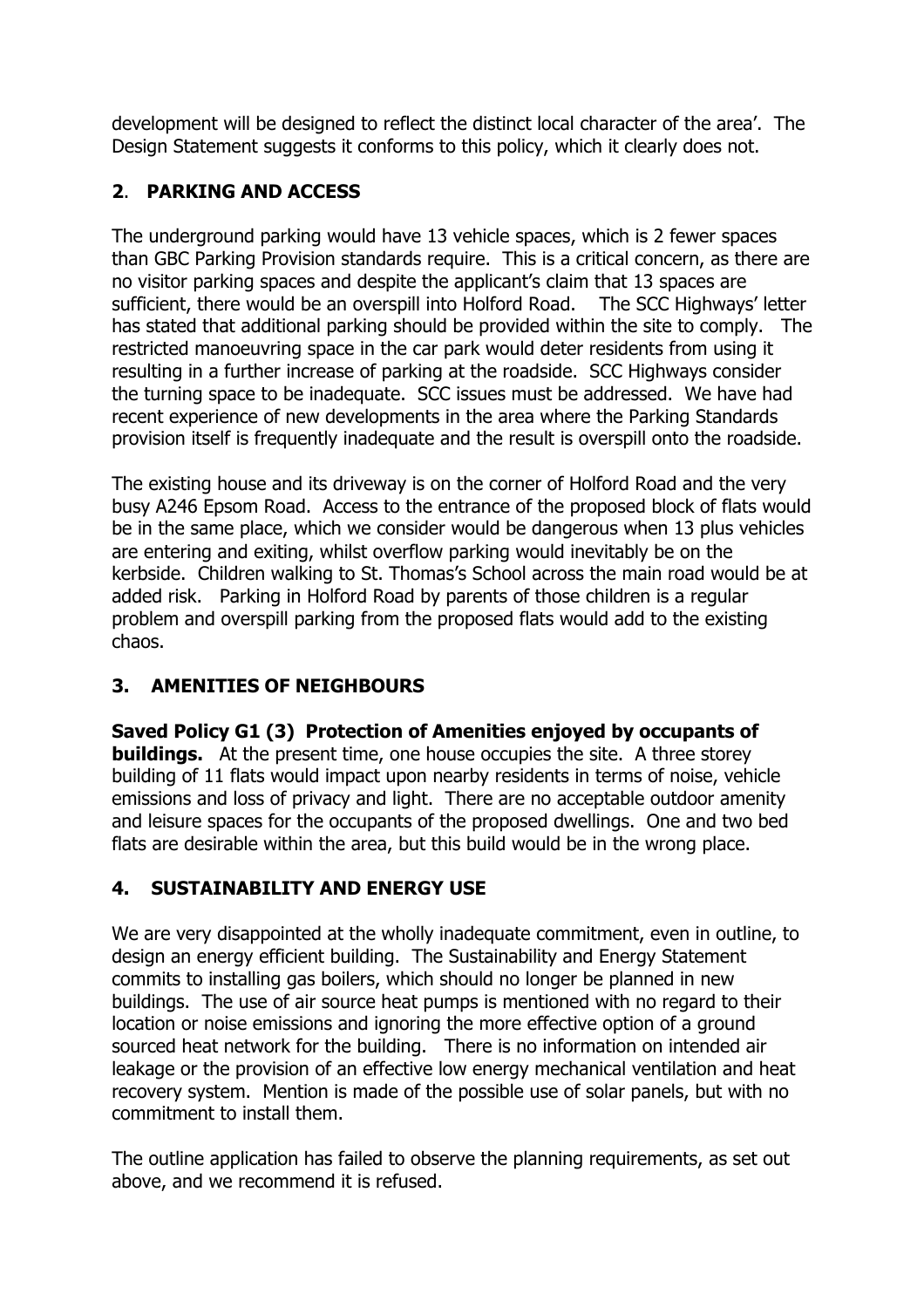development will be designed to reflect the distinct local character of the area'. The Design Statement suggests it conforms to this policy, which it clearly does not.

## 2. PARKING AND ACCESS

The underground parking would have 13 vehicle spaces, which is 2 fewer spaces than GBC Parking Provision standards require. This is a critical concern, as there are no visitor parking spaces and despite the applicant's claim that 13 spaces are sufficient, there would be an overspill into Holford Road. The SCC Highways' letter has stated that additional parking should be provided within the site to comply. The restricted manoeuvring space in the car park would deter residents from using it resulting in a further increase of parking at the roadside. SCC Highways consider the turning space to be inadequate. SCC issues must be addressed. We have had recent experience of new developments in the area where the Parking Standards provision itself is frequently inadequate and the result is overspill onto the roadside.

The existing house and its driveway is on the corner of Holford Road and the very busy A246 Epsom Road. Access to the entrance of the proposed block of flats would be in the same place, which we consider would be dangerous when 13 plus vehicles are entering and exiting, whilst overflow parking would inevitably be on the kerbside. Children walking to St. Thomas's School across the main road would be at added risk. Parking in Holford Road by parents of those children is a regular problem and overspill parking from the proposed flats would add to the existing chaos.

## 3. AMENITIES OF NEIGHBOURS

**Saved Policy G1 (3) Protection of Amenities enjoyed by occupants of buildings.** At the present time, one house occupies the site. A three storey building of 11 flats would impact upon nearby residents in terms of noise, vehicle emissions and loss of privacy and light. There are no acceptable outdoor amenity and leisure spaces for the occupants of the proposed dwellings. One and two bed flats are desirable within the area, but this build would be in the wrong place.

## 4. SUSTAINABILITY AND ENERGY USE

We are very disappointed at the wholly inadequate commitment, even in outline, to design an energy efficient building. The Sustainability and Energy Statement commits to installing gas boilers, which should no longer be planned in new buildings. The use of air source heat pumps is mentioned with no regard to their location or noise emissions and ignoring the more effective option of a ground sourced heat network for the building. There is no information on intended air leakage or the provision of an effective low energy mechanical ventilation and heat recovery system. Mention is made of the possible use of solar panels, but with no commitment to install them.

The outline application has failed to observe the planning requirements, as set out above, and we recommend it is refused.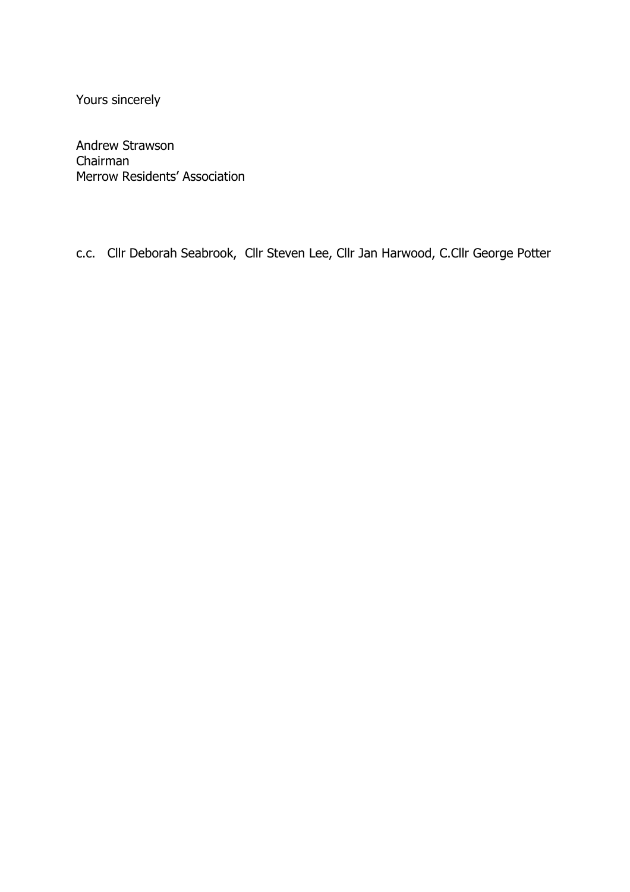Yours sincerely

Andrew Strawson  
Chairman  
Merrow Residents' Association

c.c. Cllr Deborah Seabrook, Cllr Steven Lee, Cllr Jan Harwood, C.Cllr George Potter